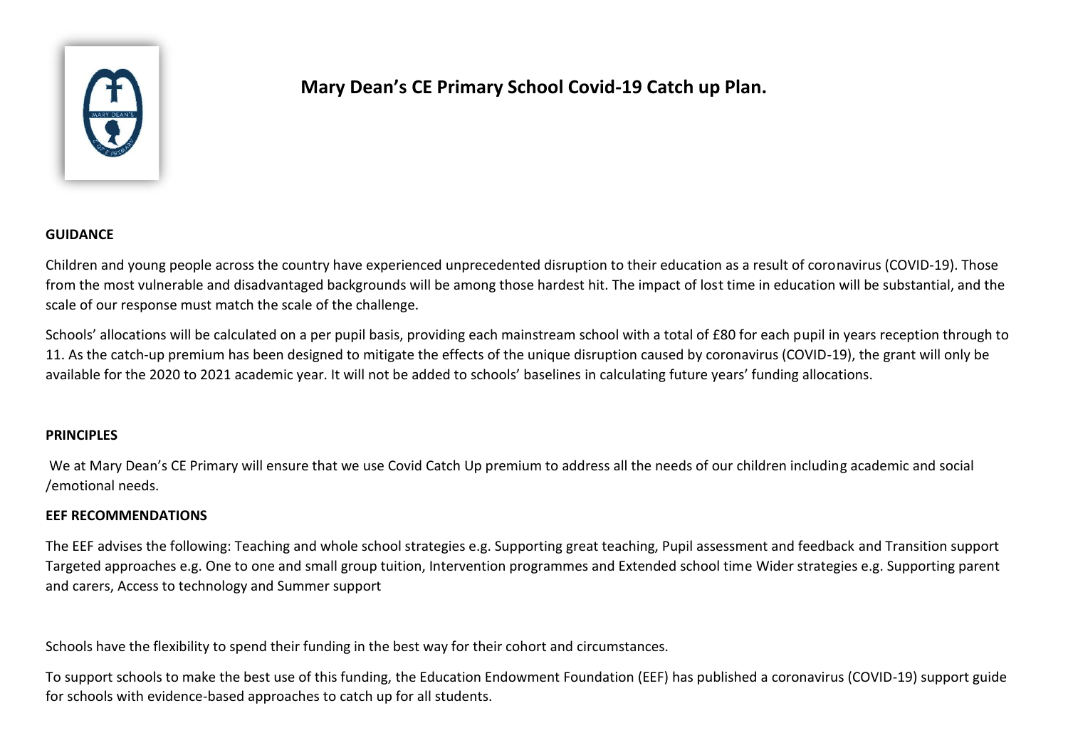# Mary Dean's CE Primary School Covid-19 Catch up Plan.

**GUIDANCE**

Children and young people across the country have experienced unprecedented disruption to their education as a result of coronavirus (COVID-19). Those from the most vulnerable and disadvantaged backgrounds will be among those hardest hit. The impact of lost time in education will be substantial, and the scale of our response must match the scale of the challenge.

Schools' allocations will be calculated on a per pupil basis, providing each mainstream school with a total of £80 for each pupil in years reception through to 11. As the catch-up premium has been designed to mitigate the effects of the unique disruption caused by coronavirus (COVID-19), the grant will only be available for the 2020 to 2021 academic year. It will not be added to schools' baselines in calculating future years' funding allocations.

**PRINCIPLES**

We at Mary Dean's CE Primary will ensure that we use Covid Catch Up premium to address all the needs of our children including academic and social /emotional needs.

**EEF RECOMMENDATIONS**

The EEF advises the following: Teaching and whole school strategies e.g. Supporting great teaching, Pupil assessment and feedback and Transition support Targeted approaches e.g. One to one and small group tuition, Intervention programmes and Extended school time Wider strategies e.g. Supporting parent and carers, Access to technology and Summer support

Schools have the flexibility to spend their funding in the best way for their cohort and circumstances.

To support schools to make the best use of this funding, the Education Endowment Foundation (EEF) has published a coronavirus (COVID-19) support guide for schools with evidence-based approaches to catch up for all students.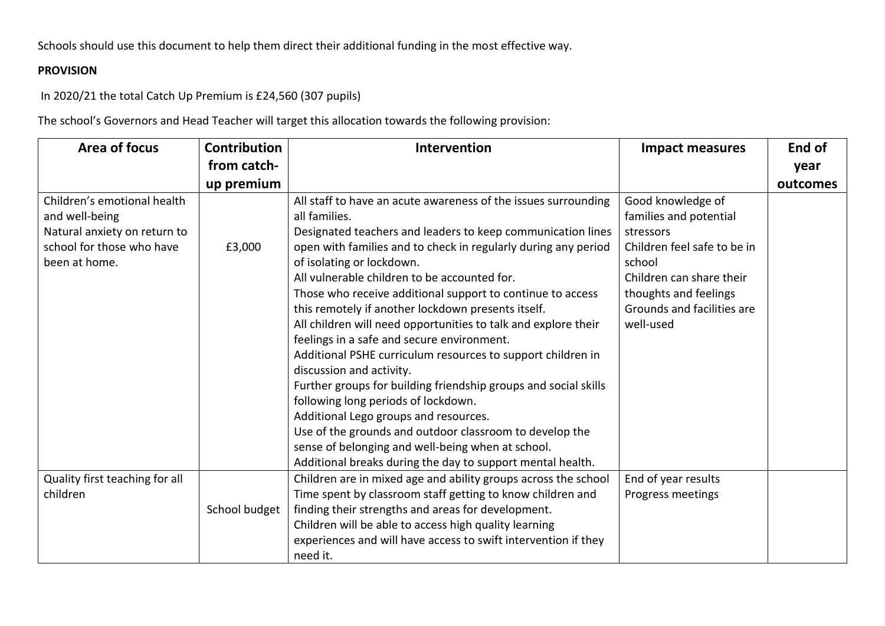Schools should use this document to help them direct their additional funding in the most effective way.

**PROVISION**

In 2020/21 the total Catch Up Premium is £24,560 (307 pupils)

The school's Governors and Head Teacher will target this allocation towards the following provision:

| Area of focus | Contribution from catch-up premium | Intervention | Impact measures | End of year outcomes |
|---|---|---|---|---|
| Children's emotional health and well-being<br>Natural anxiety on return to school for those who have been at home. | £3,000 | All staff to have an acute awareness of the issues surrounding all families.<br>Designated teachers and leaders to keep communication lines open with families and to check in regularly during any period of isolating or lockdown.<br>All vulnerable children to be accounted for.<br>Those who receive additional support to continue to access this remotely if another lockdown presents itself.<br>All children will need opportunities to talk and explore their feelings in a safe and secure environment.<br>Additional PSHE curriculum resources to support children in discussion and activity.<br>Further groups for building friendship groups and social skills following long periods of lockdown.<br>Additional Lego groups and resources.<br>Use of the grounds and outdoor classroom to develop the sense of belonging and well-being when at school.<br>Additional breaks during the day to support mental health. | Good knowledge of families and potential stressors<br>Children feel safe to be in school<br>Children can share their thoughts and feelings<br>Grounds and facilities are well-used | |
| Quality first teaching for all children | School budget | Children are in mixed age and ability groups across the school<br>Time spent by classroom staff getting to know children and finding their strengths and areas for development.<br>Children will be able to access high quality learning experiences and will have access to swift intervention if they need it. | End of year results<br>Progress meetings | |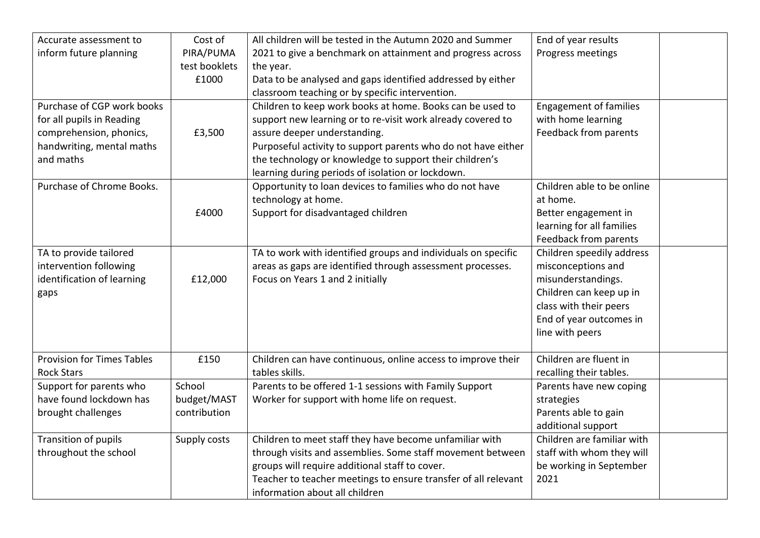| | | | | |
|---|---|---|---|---|
| Accurate assessment to inform future planning | Cost of PIRA/PUMA test booklets £1000 | All children will be tested in the Autumn 2020 and Summer 2021 to give a benchmark on attainment and progress across the year.<br>Data to be analysed and gaps identified addressed by either classroom teaching or by specific intervention. | End of year results<br>Progress meetings | |
| Purchase of CGP work books for all pupils in Reading comprehension, phonics, handwriting, mental maths and maths | £3,500 | Children to keep work books at home. Books can be used to support new learning or to re-visit work already covered to assure deeper understanding.<br>Purposeful activity to support parents who do not have either the technology or knowledge to support their children's learning during periods of isolation or lockdown. | Engagement of families with home learning<br>Feedback from parents | |
| Purchase of Chrome Books. | £4000 | Opportunity to loan devices to families who do not have technology at home.<br>Support for disadvantaged children | Children able to be online at home.<br>Better engagement in learning for all families<br>Feedback from parents | |
| TA to provide tailored intervention following identification of learning gaps | £12,000 | TA to work with identified groups and individuals on specific areas as gaps are identified through assessment processes.<br>Focus on Years 1 and 2 initially | Children speedily address misconceptions and misunderstandings.<br>Children can keep up in class with their peers<br>End of year outcomes in line with peers | |
| Provision for Times Tables Rock Stars | £150 | Children can have continuous, online access to improve their tables skills. | Children are fluent in recalling their tables. | |
| Support for parents who have found lockdown has brought challenges | School budget/MAST contribution | Parents to be offered 1-1 sessions with Family Support Worker for support with home life on request. | Parents have new coping strategies<br>Parents able to gain additional support | |
| Transition of pupils throughout the school | Supply costs | Children to meet staff they have become unfamiliar with through visits and assemblies. Some staff movement between groups will require additional staff to cover.<br>Teacher to teacher meetings to ensure transfer of all relevant information about all children | Children are familiar with staff with whom they will be working in September 2021 | |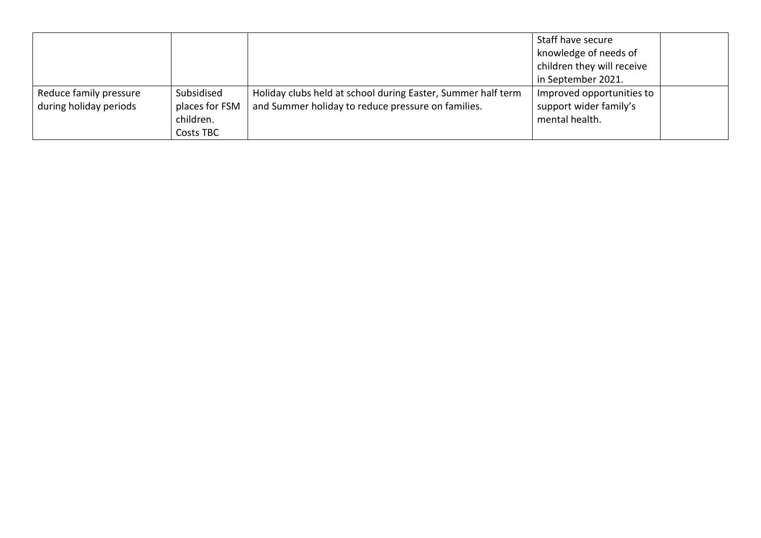| | | | | |
|---|---|---|---|---|
| | | | Staff have secure knowledge of needs of children they will receive in September 2021. | |
| Reduce family pressure during holiday periods | Subsidised places for FSM children. Costs TBC | Holiday clubs held at school during Easter, Summer half term and Summer holiday to reduce pressure on families. | Improved opportunities to support wider family's mental health. | |